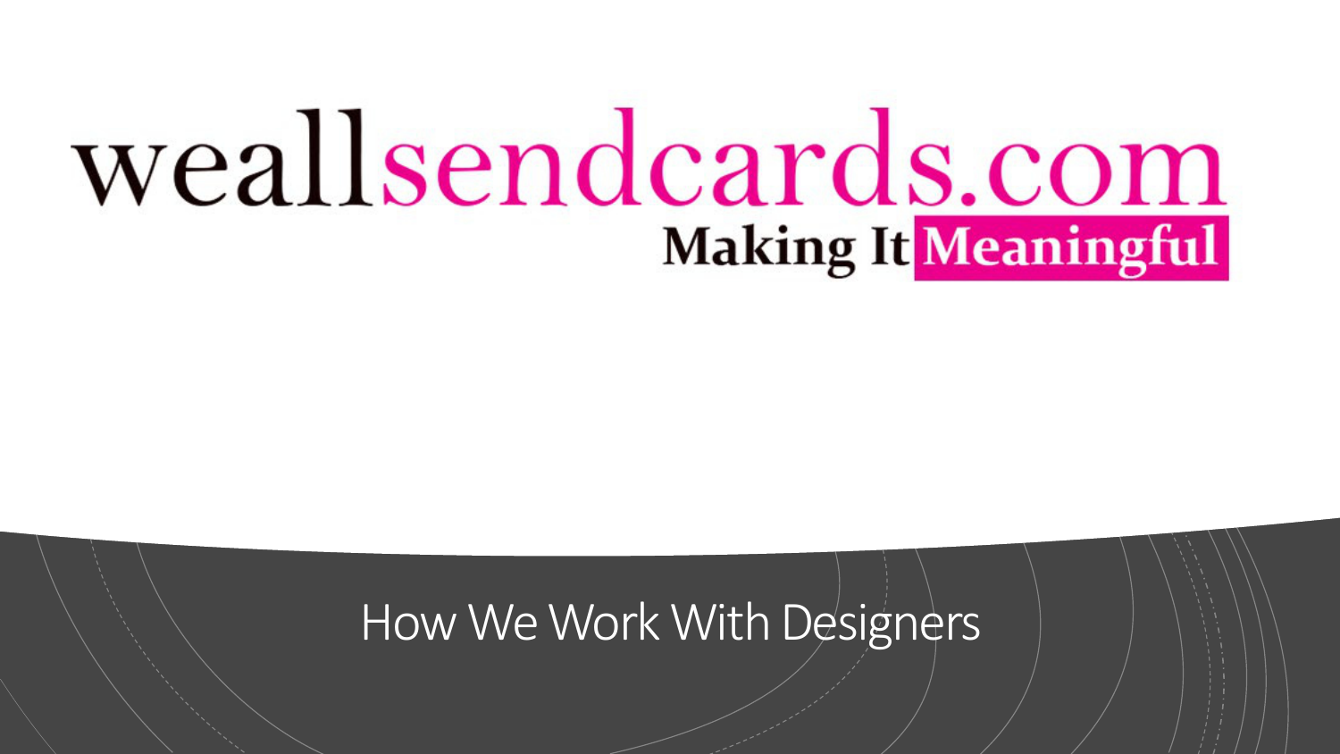# weallsendcards.com

**Making It Meaningful**

## How We Work With Designers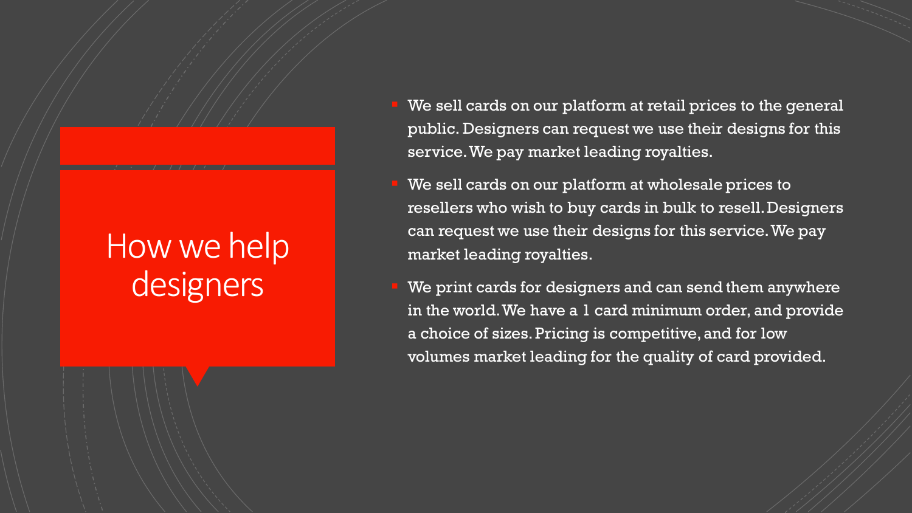# How we help designers

- We sell cards on our platform at retail prices to the general public. Designers can request we use their designs for this service. We pay market leading royalties.
- We sell cards on our platform at wholesale prices to resellers who wish to buy cards in bulk to resell. Designers can request we use their designs for this service. We pay market leading royalties.
- We print cards for designers and can send them anywhere in the world. We have a 1 card minimum order, and provide a choice of sizes. Pricing is competitive, and for low volumes market leading for the quality of card provided.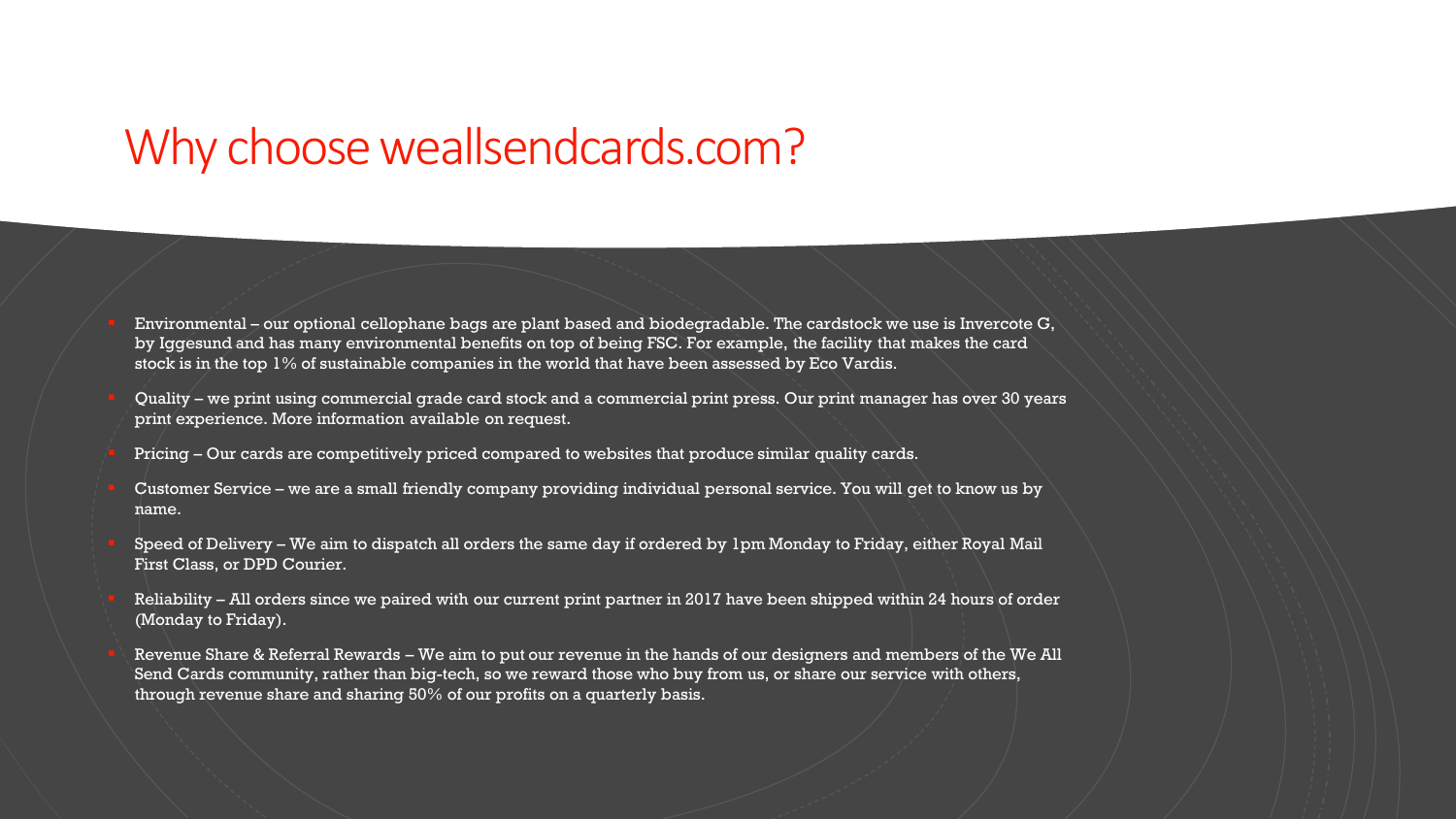# Why choose weallsendcards.com?

- Environmental – our optional cellophane bags are plant based and biodegradable. The cardstock we use is Invercote G, by Iggesund and has many environmental benefits on top of being FSC. For example, the facility that makes the card stock is in the top 1% of sustainable companies in the world that have been assessed by Eco Vardis.
- Quality – we print using commercial grade card stock and a commercial print press. Our print manager has over 30 years print experience. More information available on request.
- Pricing – Our cards are competitively priced compared to websites that produce similar quality cards.
- Customer Service – we are a small friendly company providing individual personal service. You will get to know us by name.
- Speed of Delivery – We aim to dispatch all orders the same day if ordered by 1pm Monday to Friday, either Royal Mail First Class, or DPD Courier.
- Reliability – All orders since we paired with our current print partner in 2017 have been shipped within 24 hours of order (Monday to Friday).
- Revenue Share & Referral Rewards – We aim to put our revenue in the hands of our designers and members of the We All Send Cards community, rather than big-tech, so we reward those who buy from us, or share our service with others, through revenue share and sharing 50% of our profits on a quarterly basis.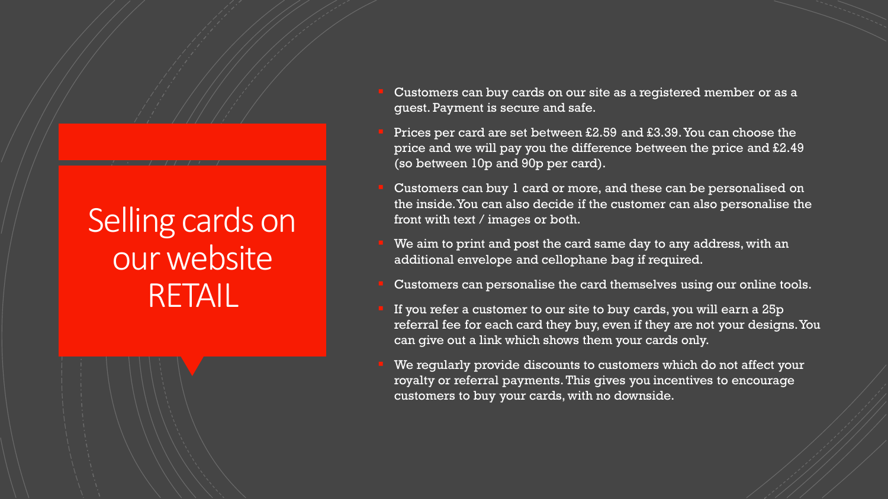# Selling cards on our website RETAIL

- Customers can buy cards on our site as a registered member or as a guest. Payment is secure and safe.
- Prices per card are set between £2.59 and £3.39. You can choose the price and we will pay you the difference between the price and £2.49 (so between 10p and 90p per card).
- Customers can buy 1 card or more, and these can be personalised on the inside. You can also decide if the customer can also personalise the front with text / images or both.
- We aim to print and post the card same day to any address, with an additional envelope and cellophane bag if required.
- Customers can personalise the card themselves using our online tools.
- If you refer a customer to our site to buy cards, you will earn a 25p referral fee for each card they buy, even if they are not your designs. You can give out a link which shows them your cards only.
- We regularly provide discounts to customers which do not affect your royalty or referral payments. This gives you incentives to encourage customers to buy your cards, with no downside.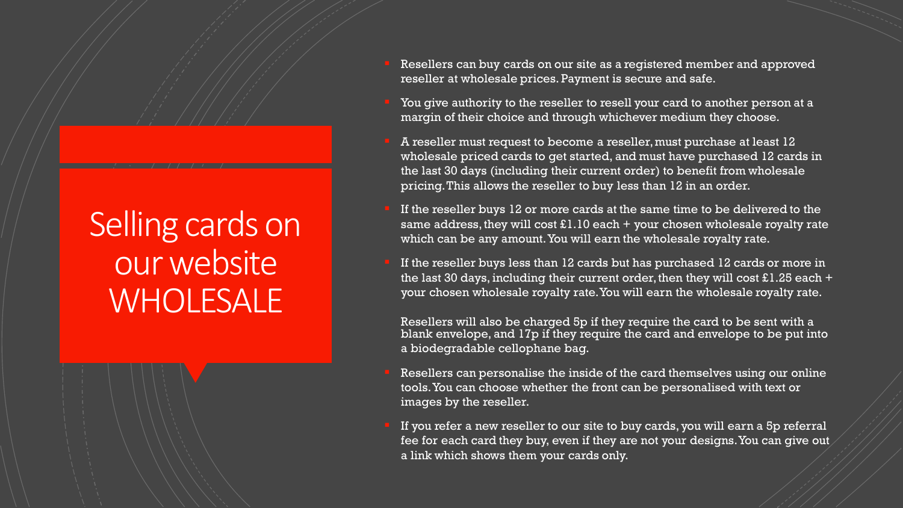# Selling cards on our website WHOLESALE

- Resellers can buy cards on our site as a registered member and approved reseller at wholesale prices. Payment is secure and safe.
- You give authority to the reseller to resell your card to another person at a margin of their choice and through whichever medium they choose.
- A reseller must request to become a reseller, must purchase at least 12 wholesale priced cards to get started, and must have purchased 12 cards in the last 30 days (including their current order) to benefit from wholesale pricing. This allows the reseller to buy less than 12 in an order.
- If the reseller buys 12 or more cards at the same time to be delivered to the same address, they will cost £1.10 each + your chosen wholesale royalty rate which can be any amount. You will earn the wholesale royalty rate.
- If the reseller buys less than 12 cards but has purchased 12 cards or more in the last 30 days, including their current order, then they will cost £1.25 each + your chosen wholesale royalty rate. You will earn the wholesale royalty rate.

  Resellers will also be charged 5p if they require the card to be sent with a blank envelope, and 17p if they require the card and envelope to be put into a biodegradable cellophane bag.
- Resellers can personalise the inside of the card themselves using our online tools. You can choose whether the front can be personalised with text or images by the reseller.
- If you refer a new reseller to our site to buy cards, you will earn a 5p referral fee for each card they buy, even if they are not your designs. You can give out a link which shows them your cards only.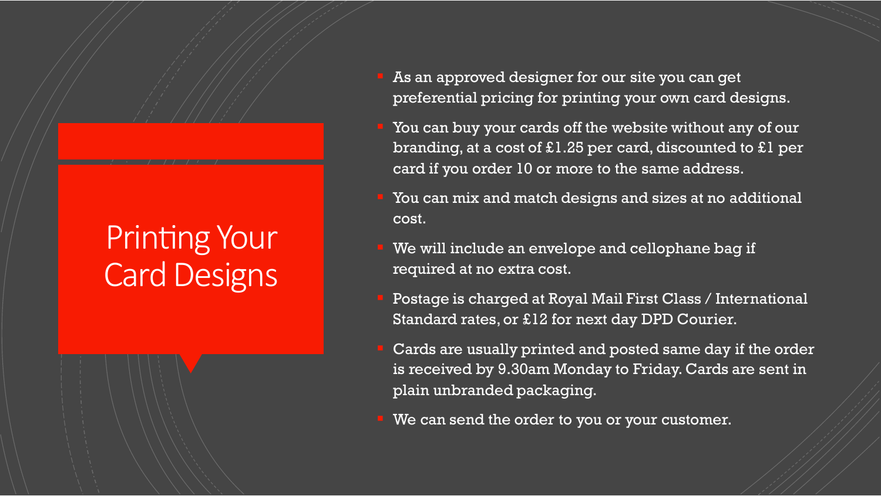# Printing Your Card Designs

- As an approved designer for our site you can get preferential pricing for printing your own card designs.
- You can buy your cards off the website without any of our branding, at a cost of £1.25 per card, discounted to £1 per card if you order 10 or more to the same address.
- You can mix and match designs and sizes at no additional cost.
- We will include an envelope and cellophane bag if required at no extra cost.
- Postage is charged at Royal Mail First Class / International Standard rates, or £12 for next day DPD Courier.
- Cards are usually printed and posted same day if the order is received by 9.30am Monday to Friday. Cards are sent in plain unbranded packaging.
- We can send the order to you or your customer.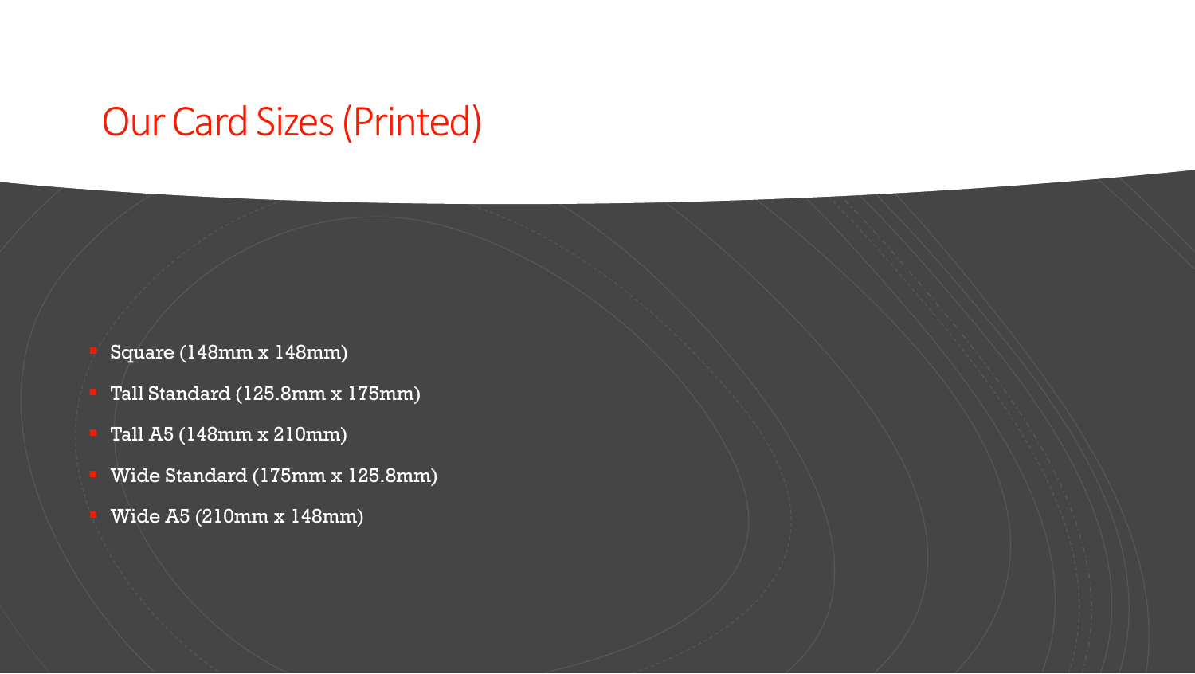# Our Card Sizes (Printed)

- Square (148mm x 148mm)
- Tall Standard (125.8mm x 175mm)
- Tall A5 (148mm x 210mm)
- Wide Standard (175mm x 125.8mm)
- Wide A5 (210mm x 148mm)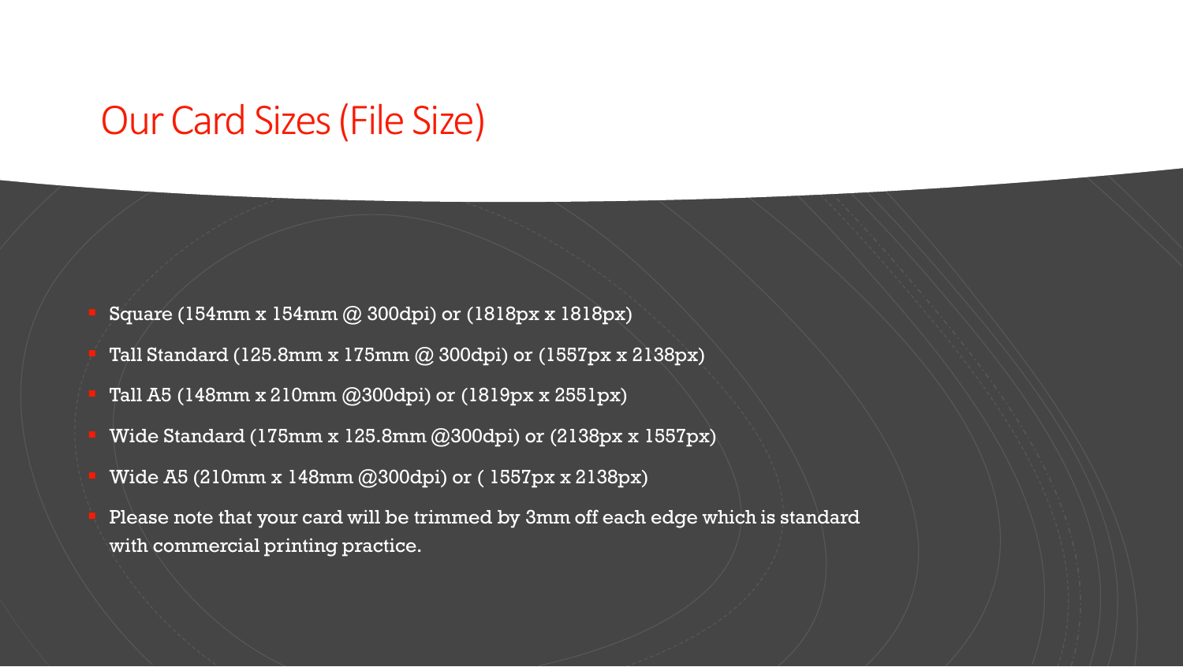# Our Card Sizes (File Size)

- Square (154mm x 154mm @ 300dpi) or (1818px x 1818px)
- Tall Standard (125.8mm x 175mm @ 300dpi) or (1557px x 2138px)
- Tall A5 (148mm x 210mm @300dpi) or (1819px x 2551px)
- Wide Standard (175mm x 125.8mm @300dpi) or (2138px x 1557px)
- Wide A5 (210mm x 148mm @300dpi) or ( 1557px x 2138px)
- Please note that your card will be trimmed by 3mm off each edge which is standard with commercial printing practice.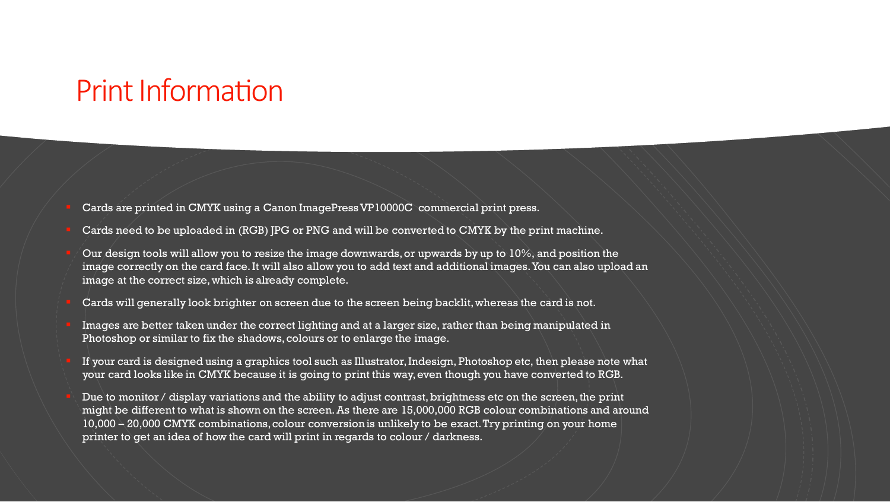# Print Information

- Cards are printed in CMYK using a Canon ImagePress VP10000C commercial print press.
- Cards need to be uploaded in (RGB) JPG or PNG and will be converted to CMYK by the print machine.
- Our design tools will allow you to resize the image downwards, or upwards by up to 10%, and position the image correctly on the card face. It will also allow you to add text and additional images. You can also upload an image at the correct size, which is already complete.
- Cards will generally look brighter on screen due to the screen being backlit, whereas the card is not.
- Images are better taken under the correct lighting and at a larger size, rather than being manipulated in Photoshop or similar to fix the shadows, colours or to enlarge the image.
- If your card is designed using a graphics tool such as Illustrator, Indesign, Photoshop etc, then please note what your card looks like in CMYK because it is going to print this way, even though you have converted to RGB.
- Due to monitor / display variations and the ability to adjust contrast, brightness etc on the screen, the print might be different to what is shown on the screen. As there are 15,000,000 RGB colour combinations and around 10,000 – 20,000 CMYK combinations, colour conversion is unlikely to be exact. Try printing on your home printer to get an idea of how the card will print in regards to colour / darkness.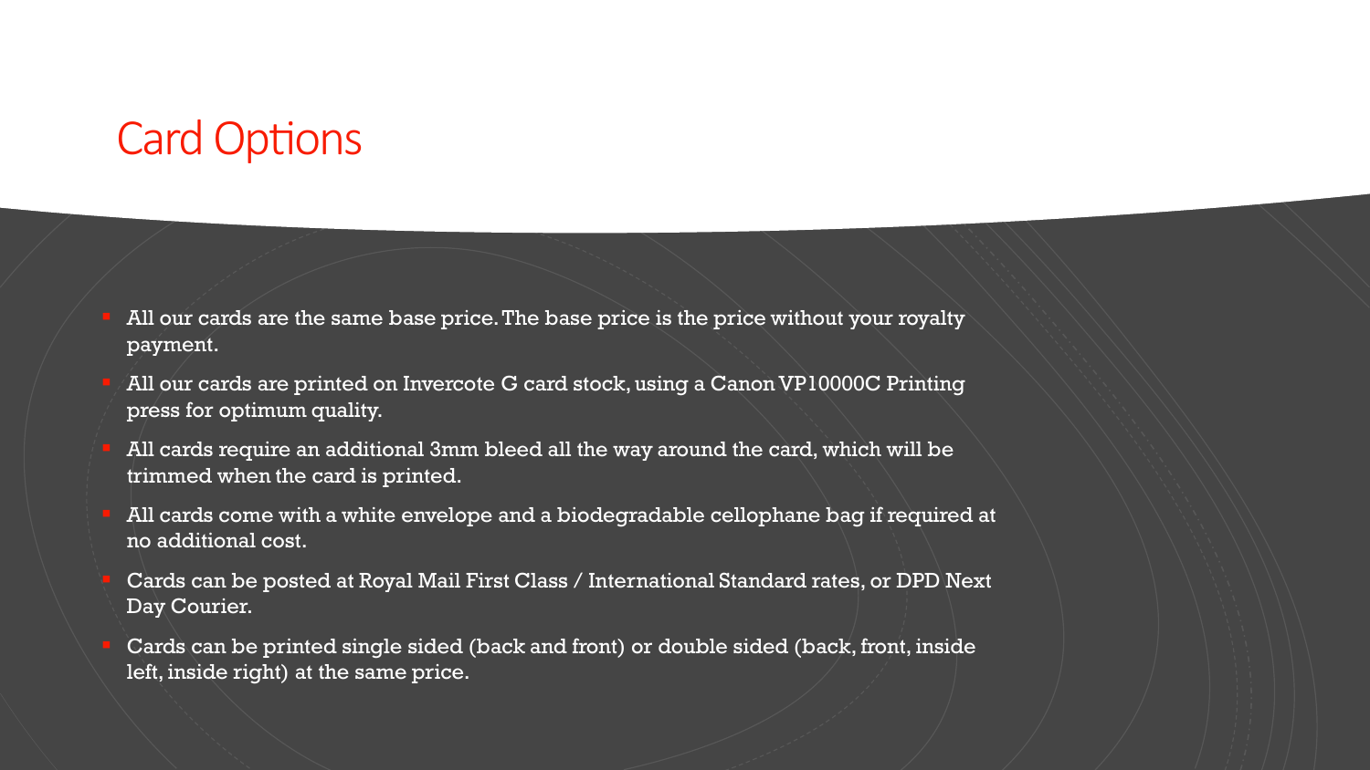# Card Options

- All our cards are the same base price. The base price is the price without your royalty payment.
- All our cards are printed on Invercote G card stock, using a Canon VP10000C Printing press for optimum quality.
- All cards require an additional 3mm bleed all the way around the card, which will be trimmed when the card is printed.
- All cards come with a white envelope and a biodegradable cellophane bag if required at no additional cost.
- Cards can be posted at Royal Mail First Class / International Standard rates, or DPD Next Day Courier.
- Cards can be printed single sided (back and front) or double sided (back, front, inside left, inside right) at the same price.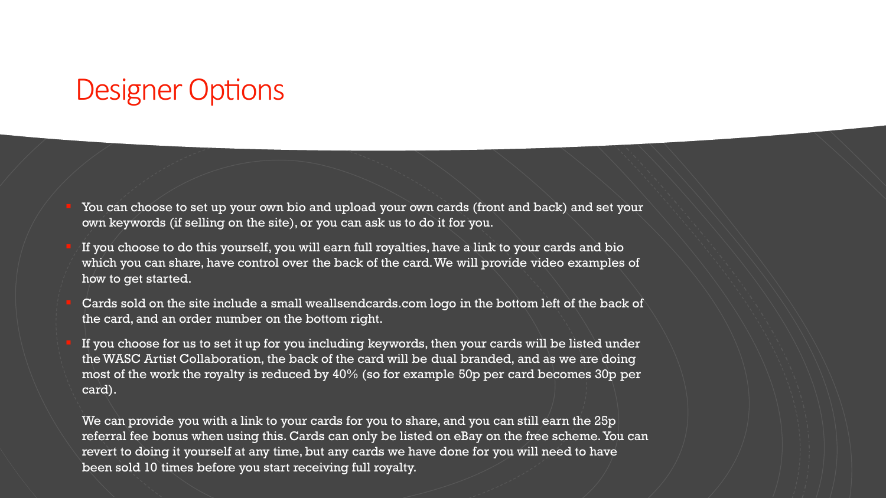# Designer Options

- You can choose to set up your own bio and upload your own cards (front and back) and set your own keywords (if selling on the site), or you can ask us to do it for you.
- If you choose to do this yourself, you will earn full royalties, have a link to your cards and bio which you can share, have control over the back of the card. We will provide video examples of how to get started.
- Cards sold on the site include a small weallsendcards.com logo in the bottom left of the back of the card, and an order number on the bottom right.
- If you choose for us to set it up for you including keywords, then your cards will be listed under the WASC Artist Collaboration, the back of the card will be dual branded, and as we are doing most of the work the royalty is reduced by 40% (so for example 50p per card becomes 30p per card).

  We can provide you with a link to your cards for you to share, and you can still earn the 25p referral fee bonus when using this. Cards can only be listed on eBay on the free scheme. You can revert to doing it yourself at any time, but any cards we have done for you will need to have been sold 10 times before you start receiving full royalty.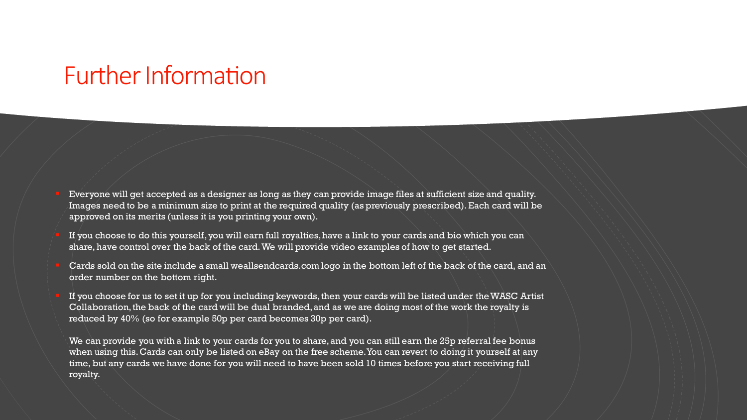# Further Information

- Everyone will get accepted as a designer as long as they can provide image files at sufficient size and quality. Images need to be a minimum size to print at the required quality (as previously prescribed). Each card will be approved on its merits (unless it is you printing your own).
- If you choose to do this yourself, you will earn full royalties, have a link to your cards and bio which you can share, have control over the back of the card. We will provide video examples of how to get started.
- Cards sold on the site include a small weallsendcards.com logo in the bottom left of the back of the card, and an order number on the bottom right.
- If you choose for us to set it up for you including keywords, then your cards will be listed under the WASC Artist Collaboration, the back of the card will be dual branded, and as we are doing most of the work the royalty is reduced by 40% (so for example 50p per card becomes 30p per card).

  We can provide you with a link to your cards for you to share, and you can still earn the 25p referral fee bonus when using this. Cards can only be listed on eBay on the free scheme. You can revert to doing it yourself at any time, but any cards we have done for you will need to have been sold 10 times before you start receiving full royalty.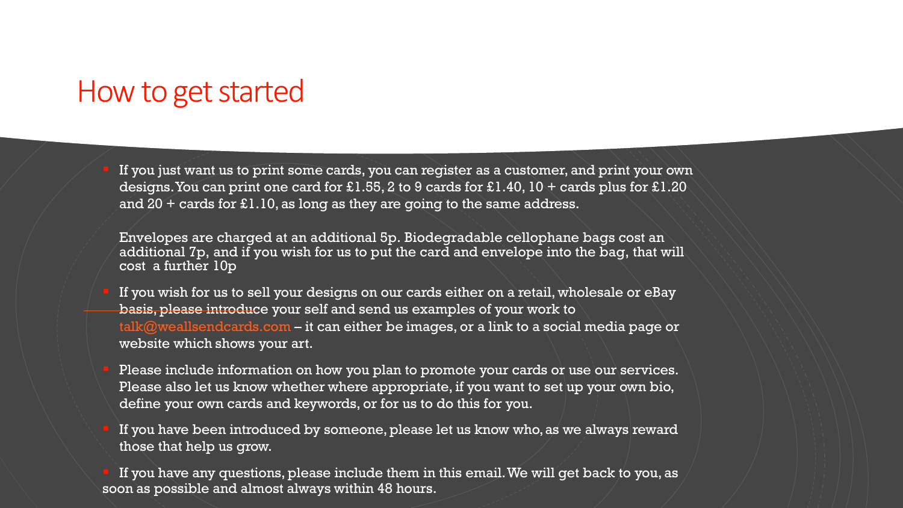# How to get started

- If you just want us to print some cards, you can register as a customer, and print your own designs. You can print one card for £1.55, 2 to 9 cards for £1.40, 10 + cards plus for £1.20 and 20 + cards for £1.10, as long as they are going to the same address.

  Envelopes are charged at an additional 5p. Biodegradable cellophane bags cost an additional 7p, and if you wish for us to put the card and envelope into the bag, that will cost a further 10p

- If you wish for us to sell your designs on our cards either on a retail, wholesale or eBay basis, please introduce your self and send us examples of your work to talk@weallsendcards.com – it can either be images, or a link to a social media page or website which shows your art.
- Please include information on how you plan to promote your cards or use our services. Please also let us know whether where appropriate, if you want to set up your own bio, define your own cards and keywords, or for us to do this for you.
- If you have been introduced by someone, please let us know who, as we always reward those that help us grow.
- If you have any questions, please include them in this email. We will get back to you, as soon as possible and almost always within 48 hours.